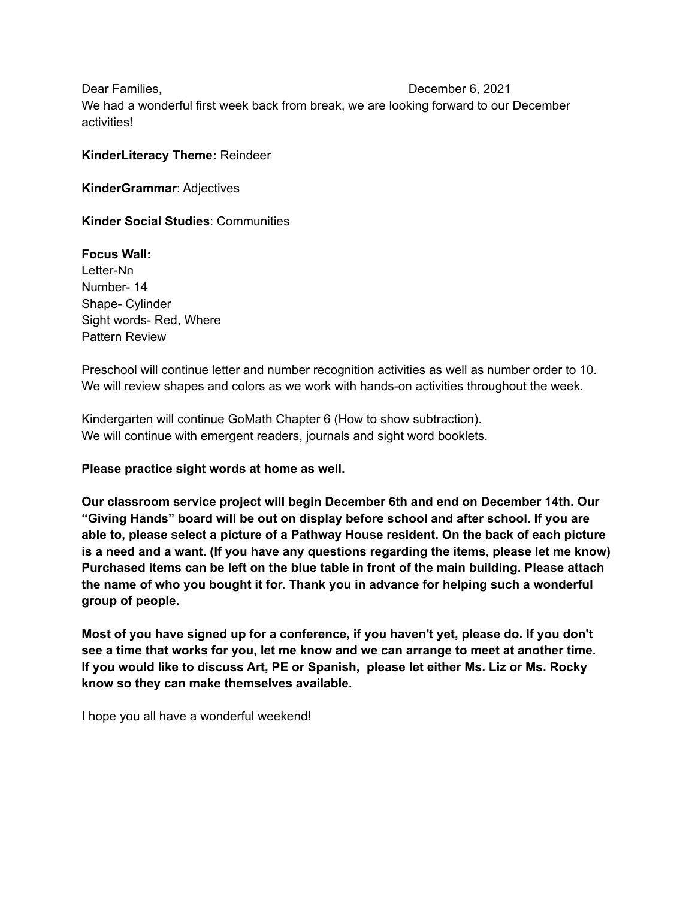Dear Families, December 6, 2021

We had a wonderful first week back from break, we are looking forward to our December activities!

**KinderLiteracy Theme:** Reindeer

**KinderGrammar**: Adjectives

**Kinder Social Studies**: Communities

**Focus Wall:**
Letter-Nn
Number- 14
Shape- Cylinder
Sight words- Red, Where
Pattern Review

Preschool will continue letter and number recognition activities as well as number order to 10. We will review shapes and colors as we work with hands-on activities throughout the week.

Kindergarten will continue GoMath Chapter 6 (How to show subtraction).
We will continue with emergent readers, journals and sight word booklets.

**Please practice sight words at home as well.**

**Our classroom service project will begin December 6th and end on December 14th. Our "Giving Hands" board will be out on display before school and after school. If you are able to, please select a picture of a Pathway House resident. On the back of each picture is a need and a want. (If you have any questions regarding the items, please let me know) Purchased items can be left on the blue table in front of the main building. Please attach the name of who you bought it for. Thank you in advance for helping such a wonderful group of people.**

**Most of you have signed up for a conference, if you haven't yet, please do. If you don't see a time that works for you, let me know and we can arrange to meet at another time. If you would like to discuss Art, PE or Spanish, please let either Ms. Liz or Ms. Rocky know so they can make themselves available.**

I hope you all have a wonderful weekend!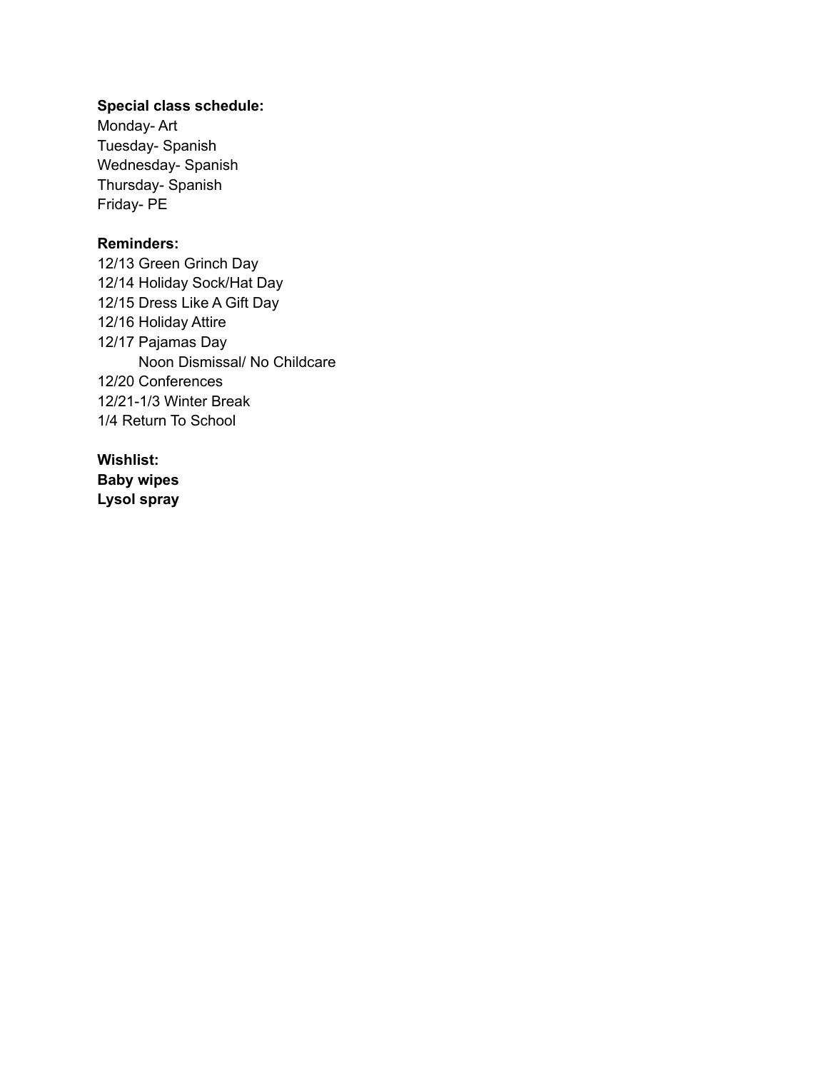**Special class schedule:**
Monday- Art
Tuesday- Spanish
Wednesday- Spanish
Thursday- Spanish
Friday- PE

**Reminders:**
12/13 Green Grinch Day
12/14 Holiday Sock/Hat Day
12/15 Dress Like A Gift Day
12/16 Holiday Attire
12/17 Pajamas Day
    Noon Dismissal/ No Childcare
12/20 Conferences
12/21-1/3 Winter Break
1/4 Return To School

**Wishlist:**
**Baby wipes**
**Lysol spray**